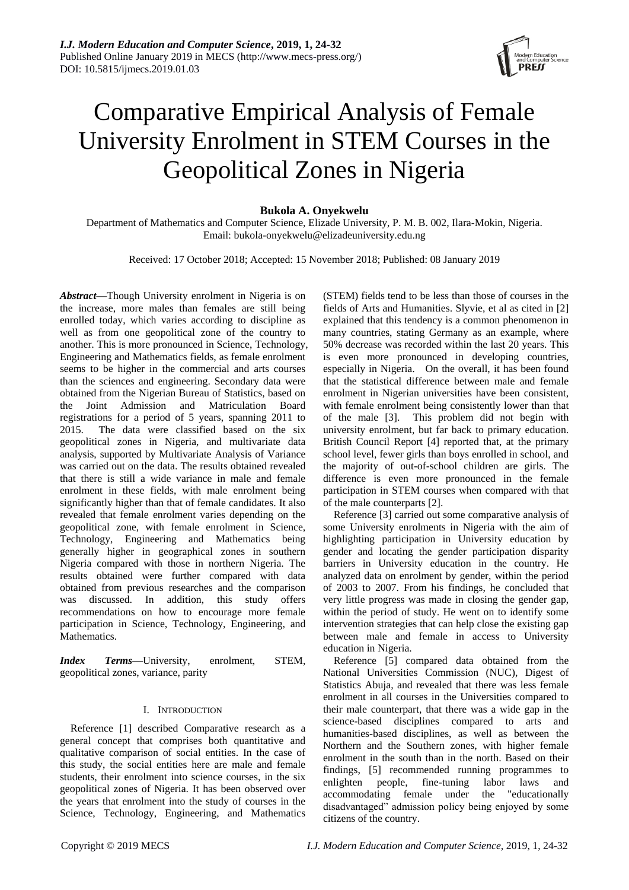# Comparative Empirical Analysis of Female University Enrolment in STEM Courses in the Geopolitical Zones in Nigeria

**Bukola A. Onyekwelu**

Department of Mathematics and Computer Science, Elizade University, P. M. B. 002, Ilara-Mokin, Nigeria.
Email: bukola-onyekwelu@elizadeuniversity.edu.ng

Received: 17 October 2018; Accepted: 15 November 2018; Published: 08 January 2019

***Abstract*—**Though University enrolment in Nigeria is on the increase, more males than females are still being enrolled today, which varies according to discipline as well as from one geopolitical zone of the country to another. This is more pronounced in Science, Technology, Engineering and Mathematics fields, as female enrolment seems to be higher in the commercial and arts courses than the sciences and engineering. Secondary data were obtained from the Nigerian Bureau of Statistics, based on the Joint Admission and Matriculation Board registrations for a period of 5 years, spanning 2011 to 2015. The data were classified based on the six geopolitical zones in Nigeria, and multivariate data analysis, supported by Multivariate Analysis of Variance was carried out on the data. The results obtained revealed that there is still a wide variance in male and female enrolment in these fields, with male enrolment being significantly higher than that of female candidates. It also revealed that female enrolment varies depending on the geopolitical zone, with female enrolment in Science, Technology, Engineering and Mathematics being generally higher in geographical zones in southern Nigeria compared with those in northern Nigeria. The results obtained were further compared with data obtained from previous researches and the comparison was discussed. In addition, this study offers recommendations on how to encourage more female participation in Science, Technology, Engineering, and Mathematics.

***Index Terms*—**University, enrolment, STEM, geopolitical zones, variance, parity

## I. Introduction

Reference [1] described Comparative research as a general concept that comprises both quantitative and qualitative comparison of social entities. In the case of this study, the social entities here are male and female students, their enrolment into science courses, in the six geopolitical zones of Nigeria. It has been observed over the years that enrolment into the study of courses in the Science, Technology, Engineering, and Mathematics (STEM) fields tend to be less than those of courses in the fields of Arts and Humanities. Slyvie, et al as cited in [2] explained that this tendency is a common phenomenon in many countries, stating Germany as an example, where 50% decrease was recorded within the last 20 years. This is even more pronounced in developing countries, especially in Nigeria. On the overall, it has been found that the statistical difference between male and female enrolment in Nigerian universities have been consistent, with female enrolment being consistently lower than that of the male [3]. This problem did not begin with university enrolment, but far back to primary education. British Council Report [4] reported that, at the primary school level, fewer girls than boys enrolled in school, and the majority of out-of-school children are girls. The difference is even more pronounced in the female participation in STEM courses when compared with that of the male counterparts [2].

Reference [3] carried out some comparative analysis of some University enrolments in Nigeria with the aim of highlighting participation in University education by gender and locating the gender participation disparity barriers in University education in the country. He analyzed data on enrolment by gender, within the period of 2003 to 2007. From his findings, he concluded that very little progress was made in closing the gender gap, within the period of study. He went on to identify some intervention strategies that can help close the existing gap between male and female in access to University education in Nigeria.

Reference [5] compared data obtained from the National Universities Commission (NUC), Digest of Statistics Abuja, and revealed that there was less female enrolment in all courses in the Universities compared to their male counterpart, that there was a wide gap in the science-based disciplines compared to arts and humanities-based disciplines, as well as between the Northern and the Southern zones, with higher female enrolment in the south than in the north. Based on their findings, [5] recommended running programmes to enlighten people, fine-tuning labor laws and accommodating female under the "educationally disadvantaged" admission policy being enjoyed by some citizens of the country.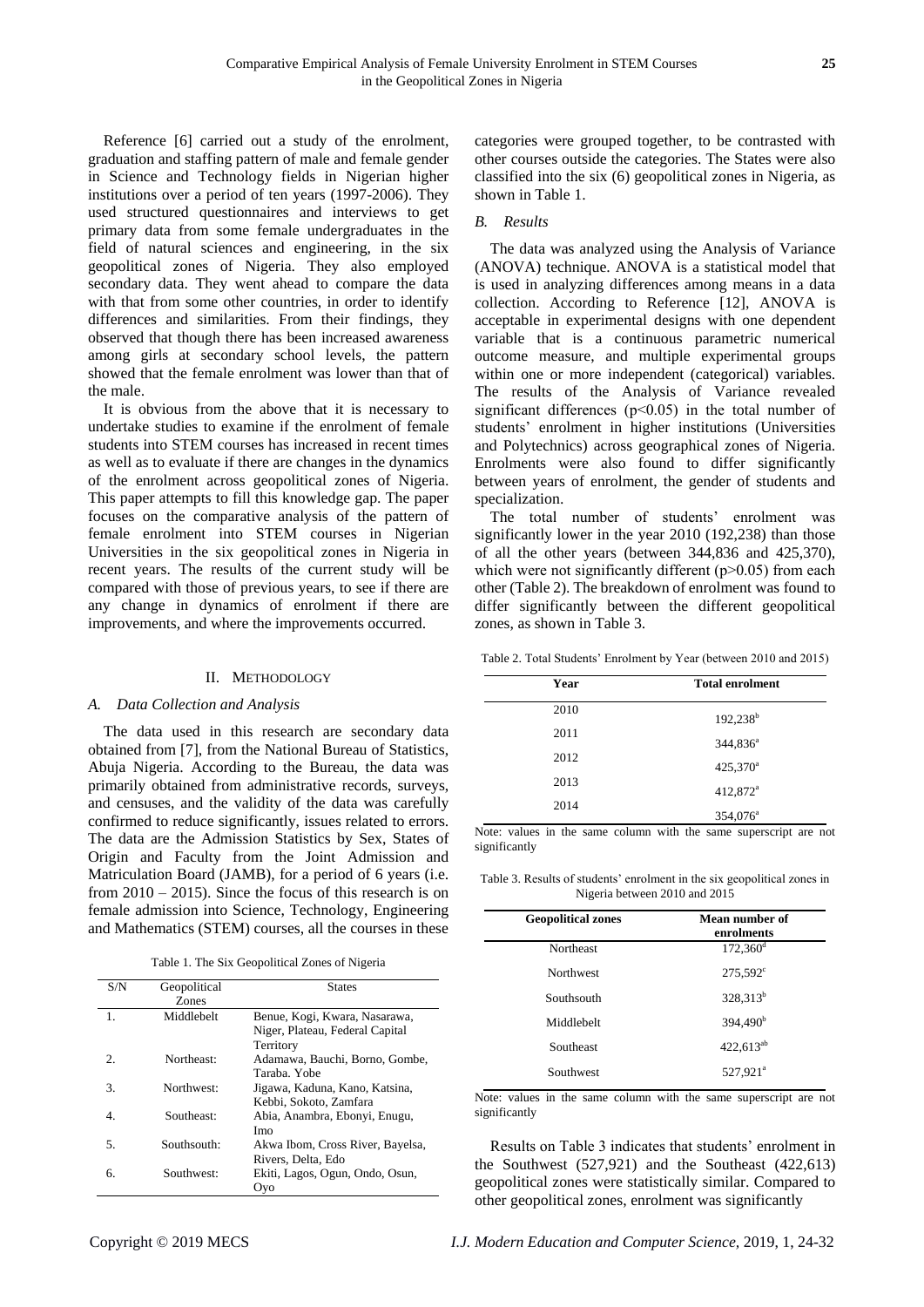Reference [6] carried out a study of the enrolment, graduation and staffing pattern of male and female gender in Science and Technology fields in Nigerian higher institutions over a period of ten years (1997-2006). They used structured questionnaires and interviews to get primary data from some female undergraduates in the field of natural sciences and engineering, in the six geopolitical zones of Nigeria. They also employed secondary data. They went ahead to compare the data with that from some other countries, in order to identify differences and similarities. From their findings, they observed that though there has been increased awareness among girls at secondary school levels, the pattern showed that the female enrolment was lower than that of the male.

It is obvious from the above that it is necessary to undertake studies to examine if the enrolment of female students into STEM courses has increased in recent times as well as to evaluate if there are changes in the dynamics of the enrolment across geopolitical zones of Nigeria. This paper attempts to fill this knowledge gap. The paper focuses on the comparative analysis of the pattern of female enrolment into STEM courses in Nigerian Universities in the six geopolitical zones in Nigeria in recent years. The results of the current study will be compared with those of previous years, to see if there are any change in dynamics of enrolment if there are improvements, and where the improvements occurred.

## II. Methodology

### *A. Data Collection and Analysis*

The data used in this research are secondary data obtained from [7], from the National Bureau of Statistics, Abuja Nigeria. According to the Bureau, the data was primarily obtained from administrative records, surveys, and censuses, and the validity of the data was carefully confirmed to reduce significantly, issues related to errors. The data are the Admission Statistics by Sex, States of Origin and Faculty from the Joint Admission and Matriculation Board (JAMB), for a period of 6 years (i.e. from 2010 – 2015). Since the focus of this research is on female admission into Science, Technology, Engineering and Mathematics (STEM) courses, all the courses in these categories were grouped together, to be contrasted with other courses outside the categories. The States were also classified into the six (6) geopolitical zones in Nigeria, as shown in Table 1.

Table 1. The Six Geopolitical Zones of Nigeria

| S/N | Geopolitical Zones | States |
|---|---|---|
| 1. | Middlebelt | Benue, Kogi, Kwara, Nasarawa, Niger, Plateau, Federal Capital Territory |
| 2. | Northeast: | Adamawa, Bauchi, Borno, Gombe, Taraba. Yobe |
| 3. | Northwest: | Jigawa, Kaduna, Kano, Katsina, Kebbi, Sokoto, Zamfara |
| 4. | Southeast: | Abia, Anambra, Ebonyi, Enugu, Imo |
| 5. | Southsouth: | Akwa Ibom, Cross River, Bayelsa, Rivers, Delta, Edo |
| 6. | Southwest: | Ekiti, Lagos, Ogun, Ondo, Osun, Oyo |

### *B. Results*

The data was analyzed using the Analysis of Variance (ANOVA) technique. ANOVA is a statistical model that is used in analyzing differences among means in a data collection. According to Reference [12], ANOVA is acceptable in experimental designs with one dependent variable that is a continuous parametric numerical outcome measure, and multiple experimental groups within one or more independent (categorical) variables. The results of the Analysis of Variance revealed significant differences ($p<0.05$) in the total number of students' enrolment in higher institutions (Universities and Polytechnics) across geographical zones of Nigeria. Enrolments were also found to differ significantly between years of enrolment, the gender of students and specialization.

The total number of students' enrolment was significantly lower in the year 2010 (192,238) than those of all the other years (between 344,836 and 425,370), which were not significantly different ($p>0.05$) from each other (Table 2). The breakdown of enrolment was found to differ significantly between the different geopolitical zones, as shown in Table 3.

Table 2. Total Students' Enrolment by Year (between 2010 and 2015)

| Year | Total enrolment |
|---|---|
| 2010 | 192,238[b] |
| 2011 | 344,836[a] |
| 2012 | 425,370[a] |
| 2013 | 412,872[a] |
| 2014 | 354,076[a] |

Note: values in the same column with the same superscript are not significantly

Table 3. Results of students' enrolment in the six geopolitical zones in Nigeria between 2010 and 2015

| Geopolitical zones | Mean number of enrolments |
|---|---|
| Northeast | 172,360[d] |
| Northwest | 275,592[c] |
| Southsouth | 328,313[b] |
| Middlebelt | 394,490[b] |
| Southeast | 422,613[ab] |
| Southwest | 527,921[a] |

Note: values in the same column with the same superscript are not significantly

Results on Table 3 indicates that students' enrolment in the Southwest (527,921) and the Southeast (422,613) geopolitical zones were statistically similar. Compared to other geopolitical zones, enrolment was significantly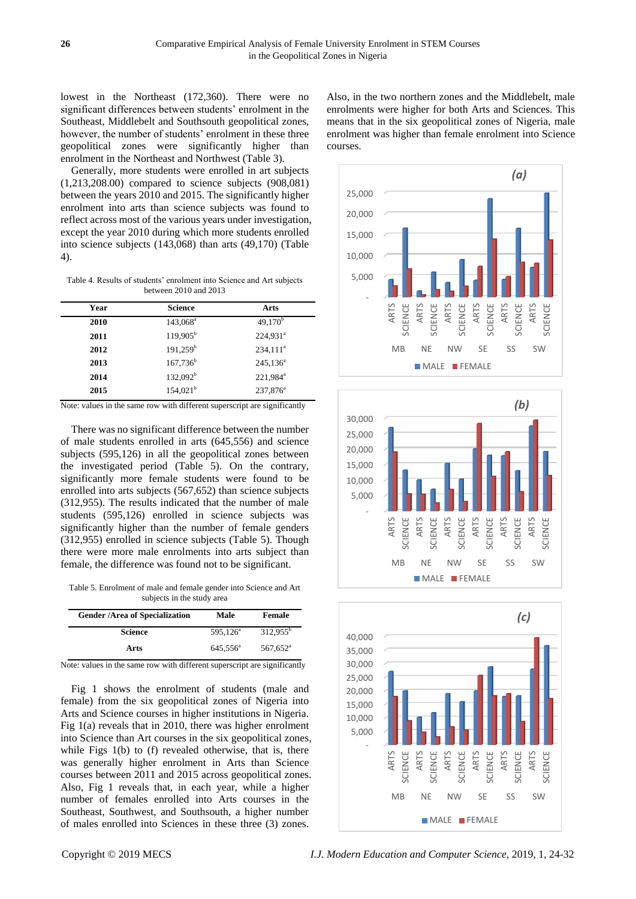lowest in the Northeast (172,360). There were no significant differences between students' enrolment in the Southeast, Middlebelt and Southsouth geopolitical zones, however, the number of students' enrolment in these three geopolitical zones were significantly higher than enrolment in the Northeast and Northwest (Table 3).

Generally, more students were enrolled in art subjects (1,213,208.00) compared to science subjects (908,081) between the years 2010 and 2015. The significantly higher enrolment into arts than science subjects was found to reflect across most of the various years under investigation, except the year 2010 during which more students enrolled into science subjects (143,068) than arts (49,170) (Table 4).

Table 4. Results of students' enrolment into Science and Art subjects between 2010 and 2013

| Year | Science | Arts |
|---|---|---|
| 2010 | 143,068[a] | 49,170[b] |
| 2011 | 119,905[b] | 224,931[a] |
| 2012 | 191,259[b] | 234,111[a] |
| 2013 | 167,736[b] | 245,136[a] |
| 2014 | 132,092[b] | 221,984[a] |
| 2015 | 154,021[b] | 237,876[a] |

Note: values in the same row with different superscript are significantly

There was no significant difference between the number of male students enrolled in arts (645,556) and science subjects (595,126) in all the geopolitical zones between the investigated period (Table 5). On the contrary, significantly more female students were found to be enrolled into arts subjects (567,652) than science subjects (312,955). The results indicated that the number of male students (595,126) enrolled in science subjects was significantly higher than the number of female genders (312,955) enrolled in science subjects (Table 5). Though there were more male enrolments into arts subject than female, the difference was found not to be significant.

Table 5. Enrolment of male and female gender into Science and Art subjects in the study area

| Gender /Area of Specialization | Male | Female |
|---|---|---|
| Science | 595,126[a] | 312,955[b] |
| Arts | 645,556[a] | 567,652[a] |

Note: values in the same row with different superscript are significantly

Fig 1 shows the enrolment of students (male and female) from the six geopolitical zones of Nigeria into Arts and Science courses in higher institutions in Nigeria. Fig 1(a) reveals that in 2010, there was higher enrolment into Science than Art courses in the six geopolitical zones, while Figs 1(b) to (f) revealed otherwise, that is, there was generally higher enrolment in Arts than Science courses between 2011 and 2015 across geopolitical zones. Also, Fig 1 reveals that, in each year, while a higher number of females enrolled into Arts courses in the Southeast, Southwest, and Southsouth, a higher number of males enrolled into Sciences in these three (3) zones. Also, in the two northern zones and the Middlebelt, male enrolments were higher for both Arts and Sciences. This means that in the six geopolitical zones of Nigeria, male enrolment was higher than female enrolment into Science courses.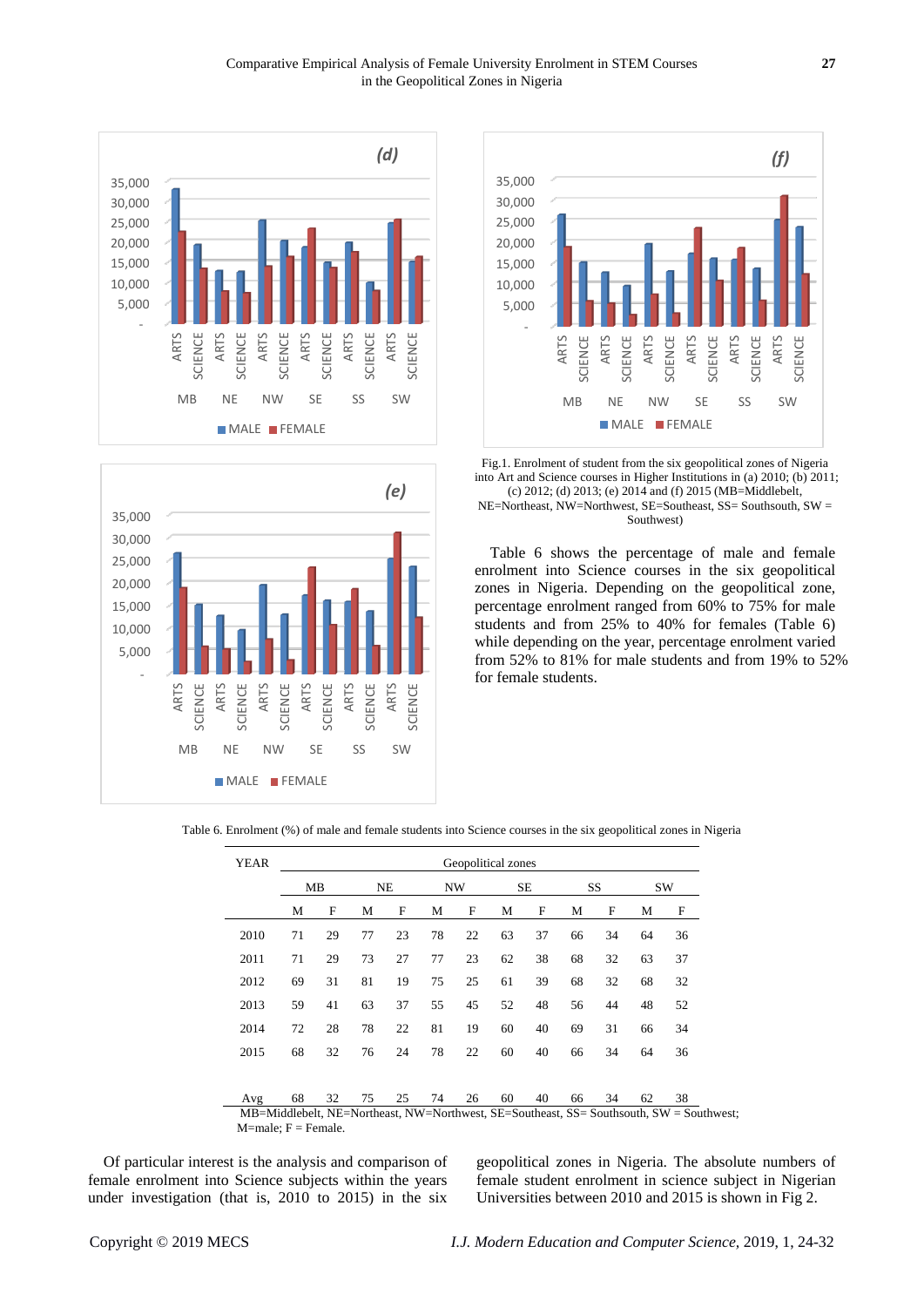Fig.1. Enrolment of student from the six geopolitical zones of Nigeria into Art and Science courses in Higher Institutions in (a) 2010; (b) 2011; (c) 2012; (d) 2013; (e) 2014 and (f) 2015 (MB=Middlebelt, NE=Northeast, NW=Northwest, SE=Southeast, SS=Southsouth, SW = Southwest)

Table 6 shows the percentage of male and female enrolment into Science courses in the six geopolitical zones in Nigeria. Depending on the geopolitical zone, percentage enrolment ranged from 60% to 75% for male students and from 25% to 40% for females (Table 6) while depending on the year, percentage enrolment varied from 52% to 81% for male students and from 19% to 52% for female students.

Table 6. Enrolment (%) of male and female students into Science courses in the six geopolitical zones in Nigeria

| YEAR | Geopolitical zones | | | | | | | | | | | |
|---|---|---|---|---|---|---|---|---|---|---|---|---|
| | MB | | NE | | NW | | SE | | SS | | SW | |
| | M | F | M | F | M | F | M | F | M | F | M | F |
| 2010 | 71 | 29 | 77 | 23 | 78 | 22 | 63 | 37 | 66 | 34 | 64 | 36 |
| 2011 | 71 | 29 | 73 | 27 | 77 | 23 | 62 | 38 | 68 | 32 | 63 | 37 |
| 2012 | 69 | 31 | 81 | 19 | 75 | 25 | 61 | 39 | 68 | 32 | 68 | 32 |
| 2013 | 59 | 41 | 63 | 37 | 55 | 45 | 52 | 48 | 56 | 44 | 48 | 52 |
| 2014 | 72 | 28 | 78 | 22 | 81 | 19 | 60 | 40 | 69 | 31 | 66 | 34 |
| 2015 | 68 | 32 | 76 | 24 | 78 | 22 | 60 | 40 | 66 | 34 | 64 | 36 |
| Avg | 68 | 32 | 75 | 25 | 74 | 26 | 60 | 40 | 66 | 34 | 62 | 38 |

MB=Middlebelt, NE=Northeast, NW=Northwest, SE=Southeast, SS= Southsouth, SW = Southwest; M=male; F = Female.

Of particular interest is the analysis and comparison of female enrolment into Science subjects within the years under investigation (that is, 2010 to 2015) in the six geopolitical zones in Nigeria. The absolute numbers of female student enrolment in science subject in Nigerian Universities between 2010 and 2015 is shown in Fig 2.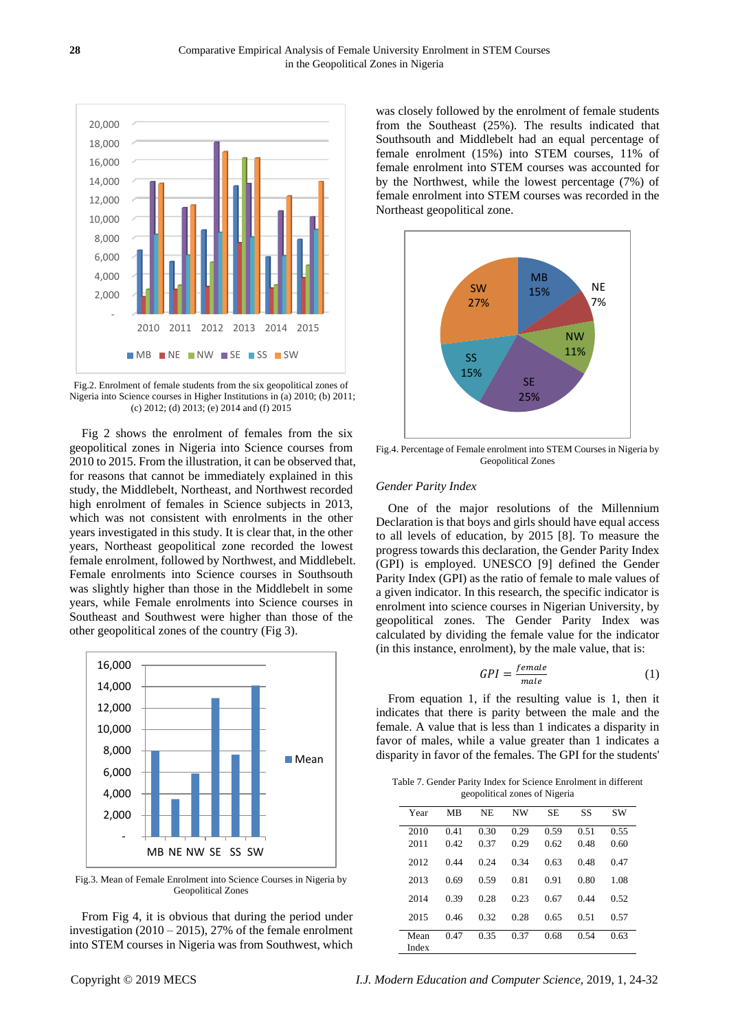Fig.2. Enrolment of female students from the six geopolitical zones of Nigeria into Science courses in Higher Institutions in (a) 2010; (b) 2011; (c) 2012; (d) 2013; (e) 2014 and (f) 2015

Fig 2 shows the enrolment of females from the six geopolitical zones in Nigeria into Science courses from 2010 to 2015. From the illustration, it can be observed that, for reasons that cannot be immediately explained in this study, the Middlebelt, Northeast, and Northwest recorded high enrolment of females in Science subjects in 2013, which was not consistent with enrolments in the other years investigated in this study. It is clear that, in the other years, Northeast geopolitical zone recorded the lowest female enrolment, followed by Northwest, and Middlebelt. Female enrolments into Science courses in Southsouth was slightly higher than those in the Middlebelt in some years, while Female enrolments into Science courses in Southeast and Southwest were higher than those of the other geopolitical zones of the country (Fig 3).

Fig.3. Mean of Female Enrolment into Science Courses in Nigeria by Geopolitical Zones

From Fig 4, it is obvious that during the period under investigation (2010 – 2015), 27% of the female enrolment into STEM courses in Nigeria was from Southwest, which was closely followed by the enrolment of female students from the Southeast (25%). The results indicated that Southsouth and Middlebelt had an equal percentage of female enrolment (15%) into STEM courses, 11% of female enrolment into STEM courses was accounted for by the Northwest, while the lowest percentage (7%) of female enrolment into STEM courses was recorded in the Northeast geopolitical zone.

Fig.4. Percentage of Female enrolment into STEM Courses in Nigeria by Geopolitical Zones

*Gender Parity Index*

One of the major resolutions of the Millennium Declaration is that boys and girls should have equal access to all levels of education, by 2015 [8]. To measure the progress towards this declaration, the Gender Parity Index (GPI) is employed. UNESCO [9] defined the Gender Parity Index (GPI) as the ratio of female to male values of a given indicator. In this research, the specific indicator is enrolment into science courses in Nigerian University, by geopolitical zones. The Gender Parity Index was calculated by dividing the female value for the indicator (in this instance, enrolment), by the male value, that is:

$$GPI = \frac{female}{male} \qquad (1)$$

From equation 1, if the resulting value is 1, then it indicates that there is parity between the male and the female. A value that is less than 1 indicates a disparity in favor of males, while a value greater than 1 indicates a disparity in favor of the females. The GPI for the students'

Table 7. Gender Parity Index for Science Enrolment in different geopolitical zones of Nigeria

| Year | MB | NE | NW | SE | SS | SW |
|---|---|---|---|---|---|---|
| 2010 | 0.41 | 0.30 | 0.29 | 0.59 | 0.51 | 0.55 |
| 2011 | 0.42 | 0.37 | 0.29 | 0.62 | 0.48 | 0.60 |
| 2012 | 0.44 | 0.24 | 0.34 | 0.63 | 0.48 | 0.47 |
| 2013 | 0.69 | 0.59 | 0.81 | 0.91 | 0.80 | 1.08 |
| 2014 | 0.39 | 0.28 | 0.23 | 0.67 | 0.44 | 0.52 |
| 2015 | 0.46 | 0.32 | 0.28 | 0.65 | 0.51 | 0.57 |
| Mean Index | 0.47 | 0.35 | 0.37 | 0.68 | 0.54 | 0.63 |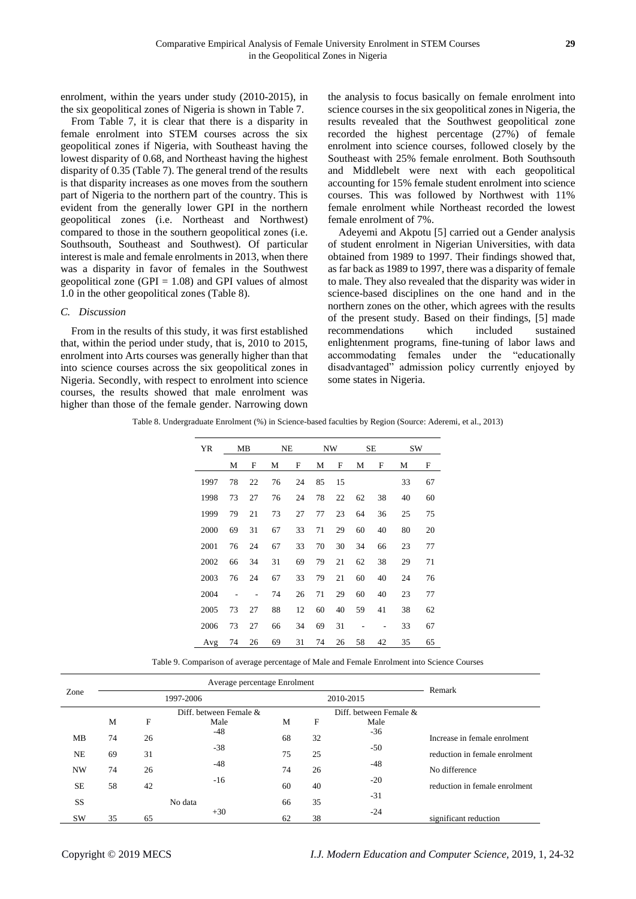enrolment, within the years under study (2010-2015), in the six geopolitical zones of Nigeria is shown in Table 7.

From Table 7, it is clear that there is a disparity in female enrolment into STEM courses across the six geopolitical zones if Nigeria, with Southeast having the lowest disparity of 0.68, and Northeast having the highest disparity of 0.35 (Table 7). The general trend of the results is that disparity increases as one moves from the southern part of Nigeria to the northern part of the country. This is evident from the generally lower GPI in the northern geopolitical zones (i.e. Northeast and Northwest) compared to those in the southern geopolitical zones (i.e. Southsouth, Southeast and Southwest). Of particular interest is male and female enrolments in 2013, when there was a disparity in favor of females in the Southwest geopolitical zone (GPI = 1.08) and GPI values of almost 1.0 in the other geopolitical zones (Table 8).

### *C. Discussion*

From in the results of this study, it was first established that, within the period under study, that is, 2010 to 2015, enrolment into Arts courses was generally higher than that into science courses across the six geopolitical zones in Nigeria. Secondly, with respect to enrolment into science courses, the results showed that male enrolment was higher than those of the female gender. Narrowing down the analysis to focus basically on female enrolment into science courses in the six geopolitical zones in Nigeria, the results revealed that the Southwest geopolitical zone recorded the highest percentage (27%) of female enrolment into science courses, followed closely by the Southeast with 25% female enrolment. Both Southsouth and Middlebelt were next with each geopolitical accounting for 15% female student enrolment into science courses. This was followed by Northwest with 11% female enrolment while Northeast recorded the lowest female enrolment of 7%.

Adeyemi and Akpotu [5] carried out a Gender analysis of student enrolment in Nigerian Universities, with data obtained from 1989 to 1997. Their findings showed that, as far back as 1989 to 1997, there was a disparity of female to male. They also revealed that the disparity was wider in science-based disciplines on the one hand and in the northern zones on the other, which agrees with the results of the present study. Based on their findings, [5] made recommendations which included sustained enlightenment programs, fine-tuning of labor laws and accommodating females under the "educationally disadvantaged" admission policy currently enjoyed by some states in Nigeria.

Table 8. Undergraduate Enrolment (%) in Science-based faculties by Region (Source: Aderemi, et al., 2013)

| YR | MB | | NE | | NW | | SE | | SW | |
|---|---|---|---|---|---|---|---|---|---|---|
| | M | F | M | F | M | F | M | F | M | F |
| 1997 | 78 | 22 | 76 | 24 | 85 | 15 | | | 33 | 67 |
| 1998 | 73 | 27 | 76 | 24 | 78 | 22 | 62 | 38 | 40 | 60 |
| 1999 | 79 | 21 | 73 | 27 | 77 | 23 | 64 | 36 | 25 | 75 |
| 2000 | 69 | 31 | 67 | 33 | 71 | 29 | 60 | 40 | 80 | 20 |
| 2001 | 76 | 24 | 67 | 33 | 70 | 30 | 34 | 66 | 23 | 77 |
| 2002 | 66 | 34 | 31 | 69 | 79 | 21 | 62 | 38 | 29 | 71 |
| 2003 | 76 | 24 | 67 | 33 | 79 | 21 | 60 | 40 | 24 | 76 |
| 2004 | - | - | 74 | 26 | 71 | 29 | 60 | 40 | 23 | 77 |
| 2005 | 73 | 27 | 88 | 12 | 60 | 40 | 59 | 41 | 38 | 62 |
| 2006 | 73 | 27 | 66 | 34 | 69 | 31 | - | - | 33 | 67 |
| Avg | 74 | 26 | 69 | 31 | 74 | 26 | 58 | 42 | 35 | 65 |

Table 9. Comparison of average percentage of Male and Female Enrolment into Science Courses

| Zone | Average percentage Enrolment | | | | | | Remark |
|---|---|---|---|---|---|---|---|
| | 1997-2006 | | | 2010-2015 | | | |
| | M | F | Diff. between Female & Male | M | F | Diff. between Female & Male | |
| MB | 74 | 26 | -48 | 68 | 32 | -36 | Increase in female enrolment |
| NE | 69 | 31 | -38 | 75 | 25 | -50 | reduction in female enrolment |
| NW | 74 | 26 | -48 | 74 | 26 | -48 | No difference |
| SE | 58 | 42 | -16 | 60 | 40 | -20 | reduction in female enrolment |
| SS | | | No data | 66 | 35 | -31 | |
| SW | 35 | 65 | +30 | 62 | 38 | -24 | significant reduction |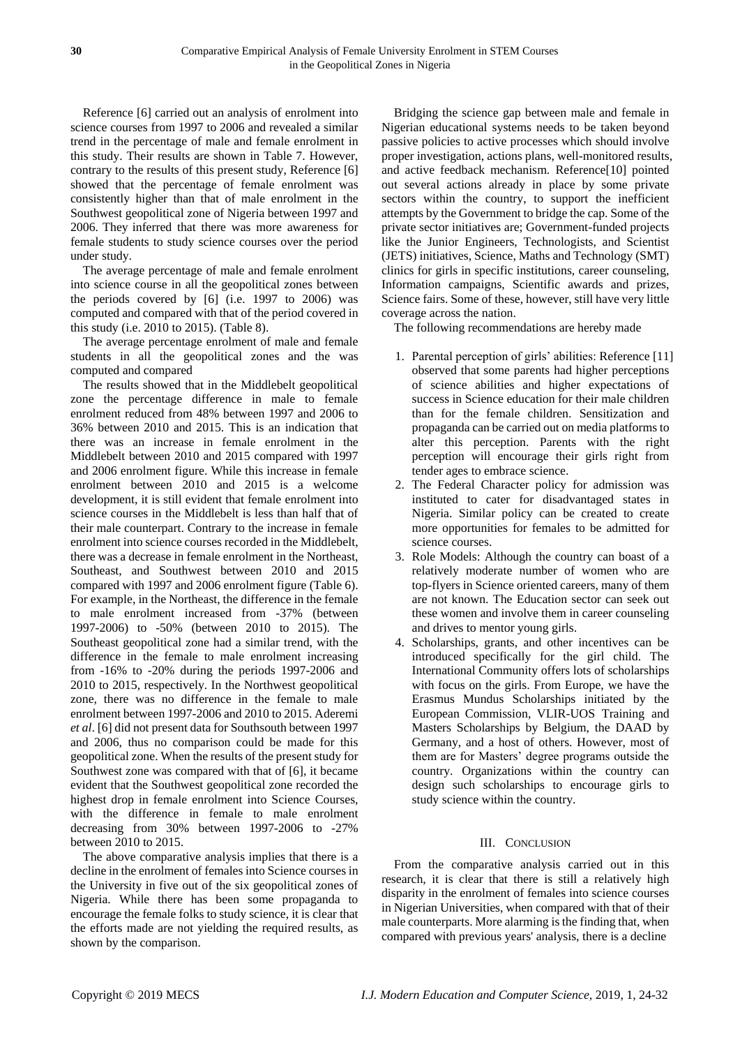Reference [6] carried out an analysis of enrolment into science courses from 1997 to 2006 and revealed a similar trend in the percentage of male and female enrolment in this study. Their results are shown in Table 7. However, contrary to the results of this present study, Reference [6] showed that the percentage of female enrolment was consistently higher than that of male enrolment in the Southwest geopolitical zone of Nigeria between 1997 and 2006. They inferred that there was more awareness for female students to study science courses over the period under study.

The average percentage of male and female enrolment into science course in all the geopolitical zones between the periods covered by [6] (i.e. 1997 to 2006) was computed and compared with that of the period covered in this study (i.e. 2010 to 2015). (Table 8).

The average percentage enrolment of male and female students in all the geopolitical zones and the was computed and compared

The results showed that in the Middlebelt geopolitical zone the percentage difference in male to female enrolment reduced from 48% between 1997 and 2006 to 36% between 2010 and 2015. This is an indication that there was an increase in female enrolment in the Middlebelt between 2010 and 2015 compared with 1997 and 2006 enrolment figure. While this increase in female enrolment between 2010 and 2015 is a welcome development, it is still evident that female enrolment into science courses in the Middlebelt is less than half that of their male counterpart. Contrary to the increase in female enrolment into science courses recorded in the Middlebelt, there was a decrease in female enrolment in the Northeast, Southeast, and Southwest between 2010 and 2015 compared with 1997 and 2006 enrolment figure (Table 6). For example, in the Northeast, the difference in the female to male enrolment increased from -37% (between 1997-2006) to -50% (between 2010 to 2015). The Southeast geopolitical zone had a similar trend, with the difference in the female to male enrolment increasing from -16% to -20% during the periods 1997-2006 and 2010 to 2015, respectively. In the Northwest geopolitical zone, there was no difference in the female to male enrolment between 1997-2006 and 2010 to 2015. Aderemi *et al*. [6] did not present data for Southsouth between 1997 and 2006, thus no comparison could be made for this geopolitical zone. When the results of the present study for Southwest zone was compared with that of [6], it became evident that the Southwest geopolitical zone recorded the highest drop in female enrolment into Science Courses, with the difference in female to male enrolment decreasing from 30% between 1997-2006 to -27% between 2010 to 2015.

The above comparative analysis implies that there is a decline in the enrolment of females into Science courses in the University in five out of the six geopolitical zones of Nigeria. While there has been some propaganda to encourage the female folks to study science, it is clear that the efforts made are not yielding the required results, as shown by the comparison.

Bridging the science gap between male and female in Nigerian educational systems needs to be taken beyond passive policies to active processes which should involve proper investigation, actions plans, well-monitored results, and active feedback mechanism. Reference[10] pointed out several actions already in place by some private sectors within the country, to support the inefficient attempts by the Government to bridge the cap. Some of the private sector initiatives are; Government-funded projects like the Junior Engineers, Technologists, and Scientist (JETS) initiatives, Science, Maths and Technology (SMT) clinics for girls in specific institutions, career counseling, Information campaigns, Scientific awards and prizes, Science fairs. Some of these, however, still have very little coverage across the nation.

The following recommendations are hereby made

1. Parental perception of girls' abilities: Reference [11] observed that some parents had higher perceptions of science abilities and higher expectations of success in Science education for their male children than for the female children. Sensitization and propaganda can be carried out on media platforms to alter this perception. Parents with the right perception will encourage their girls right from tender ages to embrace science.
2. The Federal Character policy for admission was instituted to cater for disadvantaged states in Nigeria. Similar policy can be created to create more opportunities for females to be admitted for science courses.
3. Role Models: Although the country can boast of a relatively moderate number of women who are top-flyers in Science oriented careers, many of them are not known. The Education sector can seek out these women and involve them in career counseling and drives to mentor young girls.
4. Scholarships, grants, and other incentives can be introduced specifically for the girl child. The International Community offers lots of scholarships with focus on the girls. From Europe, we have the Erasmus Mundus Scholarships initiated by the European Commission, VLIR-UOS Training and Masters Scholarships by Belgium, the DAAD by Germany, and a host of others. However, most of them are for Masters' degree programs outside the country. Organizations within the country can design such scholarships to encourage girls to study science within the country.

## III. Conclusion

From the comparative analysis carried out in this research, it is clear that there is still a relatively high disparity in the enrolment of females into science courses in Nigerian Universities, when compared with that of their male counterparts. More alarming is the finding that, when compared with previous years' analysis, there is a decline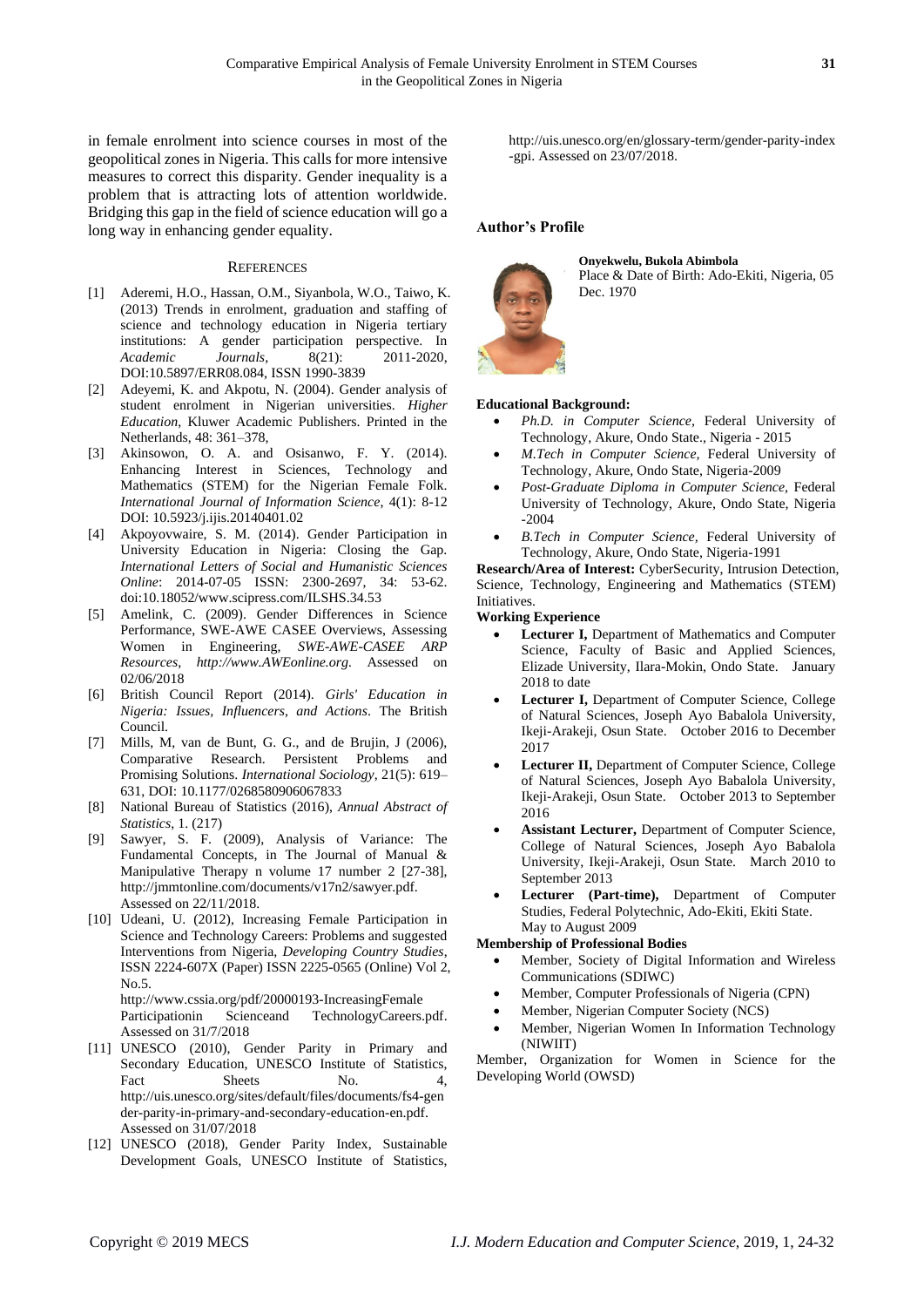in female enrolment into science courses in most of the geopolitical zones in Nigeria. This calls for more intensive measures to correct this disparity. Gender inequality is a problem that is attracting lots of attention worldwide. Bridging this gap in the field of science education will go a long way in enhancing gender equality.

## REFERENCES

[1] Aderemi, H.O., Hassan, O.M., Siyanbola, W.O., Taiwo, K. (2013) Trends in enrolment, graduation and staffing of science and technology education in Nigeria tertiary institutions: A gender participation perspective. In *Academic Journals*, 8(21): 2011-2020, DOI:10.5897/ERR08.084, ISSN 1990-3839

[2] Adeyemi, K. and Akpotu, N. (2004). Gender analysis of student enrolment in Nigerian universities. *Higher Education*, Kluwer Academic Publishers. Printed in the Netherlands, 48: 361–378,

[3] Akinsowon, O. A. and Osisanwo, F. Y. (2014). Enhancing Interest in Sciences, Technology and Mathematics (STEM) for the Nigerian Female Folk. *International Journal of Information Science*, 4(1): 8-12 DOI: 10.5923/j.ijis.20140401.02

[4] Akpoyovwaire, S. M. (2014). Gender Participation in University Education in Nigeria: Closing the Gap. *International Letters of Social and Humanistic Sciences Online*: 2014-07-05 ISSN: 2300-2697, 34: 53-62. doi:10.18052/www.scipress.com/ILSHS.34.53

[5] Amelink, C. (2009). Gender Differences in Science Performance, SWE-AWE CASEE Overviews, Assessing Women in Engineering, *SWE-AWE-CASEE ARP Resources, http://www.AWEonline.org*. Assessed on 02/06/2018

[6] British Council Report (2014). *Girls' Education in Nigeria: Issues, Influencers, and Actions*. The British Council.

[7] Mills, M, van de Bunt, G. G., and de Brujin, J (2006), Comparative Research. Persistent Problems and Promising Solutions. *International Sociology*, 21(5): 619–631, DOI: 10.1177/0268580906067833

[8] National Bureau of Statistics (2016), *Annual Abstract of Statistics*, 1. (217)

[9] Sawyer, S. F. (2009), Analysis of Variance: The Fundamental Concepts, in The Journal of Manual & Manipulative Therapy n volume 17 number 2 [27-38], http://jmmtonline.com/documents/v17n2/sawyer.pdf. Assessed on 22/11/2018.

[10] Udeani, U. (2012), Increasing Female Participation in Science and Technology Careers: Problems and suggested Interventions from Nigeria, *Developing Country Studies*, ISSN 2224-607X (Paper) ISSN 2225-0565 (Online) Vol 2, No.5. http://www.cssia.org/pdf/20000193-IncreasingFemale Participationin Scienceand TechnologyCareers.pdf. Assessed on 31/7/2018

[11] UNESCO (2010), Gender Parity in Primary and Secondary Education, UNESCO Institute of Statistics, Fact Sheets No. 4, http://uis.unesco.org/sites/default/files/documents/fs4-gender-parity-in-primary-and-secondary-education-en.pdf. Assessed on 31/07/2018

[12] UNESCO (2018), Gender Parity Index, Sustainable Development Goals, UNESCO Institute of Statistics, http://uis.unesco.org/en/glossary-term/gender-parity-index-gpi. Assessed on 23/07/2018.

### Author's Profile

**Onyekwelu, Bukola Abimbola**
Place & Date of Birth: Ado-Ekiti, Nigeria, 05 Dec. 1970

**Educational Background:**

- *Ph.D. in Computer Science*, Federal University of Technology, Akure, Ondo State., Nigeria - 2015
- *M.Tech in Computer Science*, Federal University of Technology, Akure, Ondo State, Nigeria-2009
- *Post-Graduate Diploma in Computer Science*, Federal University of Technology, Akure, Ondo State, Nigeria -2004
- *B.Tech in Computer Science*, Federal University of Technology, Akure, Ondo State, Nigeria-1991

**Research/Area of Interest:** CyberSecurity, Intrusion Detection, Science, Technology, Engineering and Mathematics (STEM) Initiatives.

**Working Experience**

- **Lecturer I,** Department of Mathematics and Computer Science, Faculty of Basic and Applied Sciences, Elizade University, Ilara-Mokin, Ondo State. January 2018 to date
- **Lecturer I,** Department of Computer Science, College of Natural Sciences, Joseph Ayo Babalola University, Ikeji-Arakeji, Osun State. October 2016 to December 2017
- **Lecturer II,** Department of Computer Science, College of Natural Sciences, Joseph Ayo Babalola University, Ikeji-Arakeji, Osun State. October 2013 to September 2016
- **Assistant Lecturer,** Department of Computer Science, College of Natural Sciences, Joseph Ayo Babalola University, Ikeji-Arakeji, Osun State. March 2010 to September 2013
- **Lecturer (Part-time),** Department of Computer Studies, Federal Polytechnic, Ado-Ekiti, Ekiti State. May to August 2009

**Membership of Professional Bodies**

- Member, Society of Digital Information and Wireless Communications (SDIWC)
- Member, Computer Professionals of Nigeria (CPN)
- Member, Nigerian Computer Society (NCS)
- Member, Nigerian Women In Information Technology (NIWIIT)

Member, Organization for Women in Science for the Developing World (OWSD)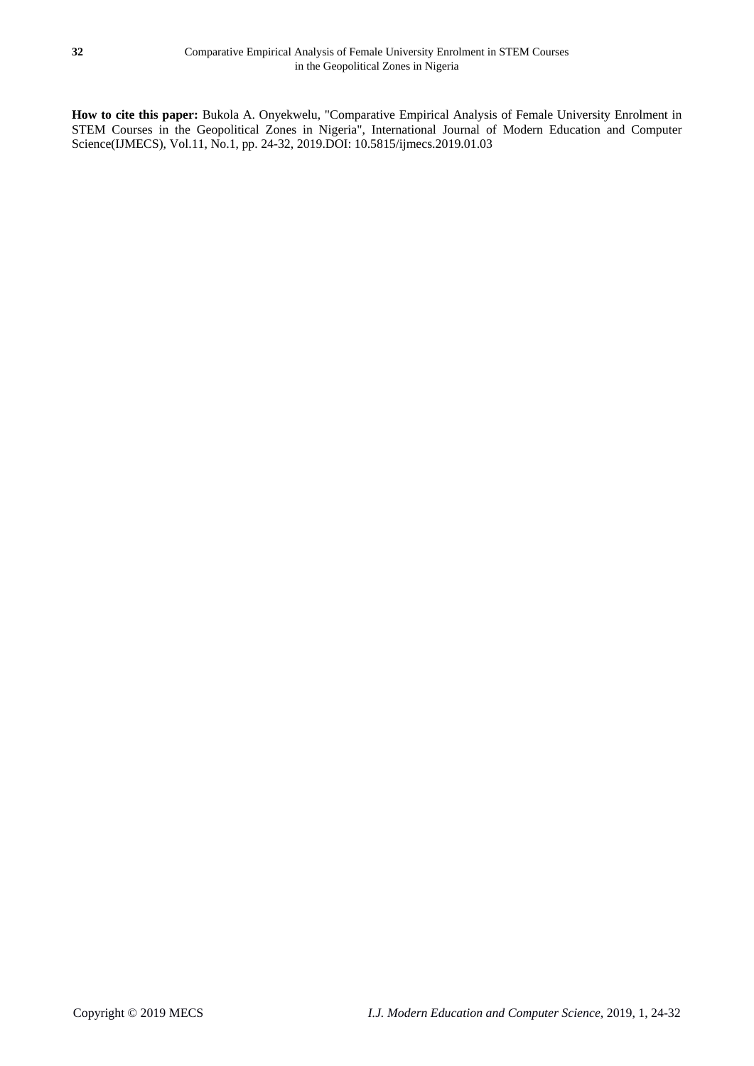**How to cite this paper:** Bukola A. Onyekwelu, "Comparative Empirical Analysis of Female University Enrolment in STEM Courses in the Geopolitical Zones in Nigeria", International Journal of Modern Education and Computer Science(IJMECS), Vol.11, No.1, pp. 24-32, 2019.DOI: 10.5815/ijmecs.2019.01.03